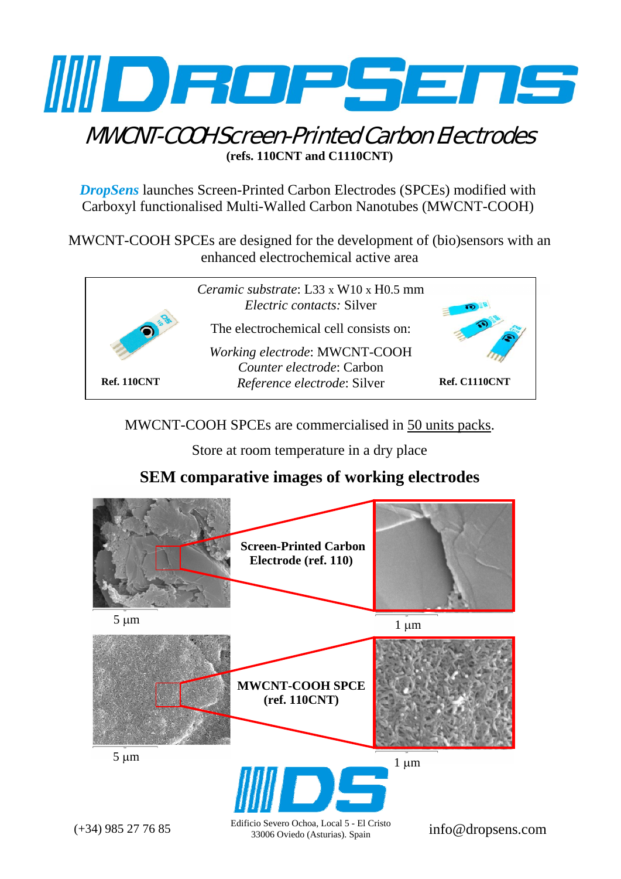# DROPSENS

## MWCNT-COOH Screen-Printed Carbon Electrodes

**(refs. 110CNT and C1110CNT)**

***DropSens*** launches Screen-Printed Carbon Electrodes (SPCEs) modified with Carboxyl functionalised Multi-Walled Carbon Nanotubes (MWCNT-COOH)

MWCNT-COOH SPCEs are designed for the development of (bio)sensors with an enhanced electrochemical active area

*Ceramic substrate*: L33 x W10 x H0.5 mm
*Electric contacts:* Silver

The electrochemical cell consists on:

*Working electrode*: MWCNT-COOH
*Counter electrode*: Carbon
*Reference electrode*: Silver

**Ref. 110CNT**

**Ref. C1110CNT**

MWCNT-COOH SPCEs are commercialised in 50 units packs.

Store at room temperature in a dry place

### SEM comparative images of working electrodes

**Screen-Printed Carbon Electrode (ref. 110)**

5 μm

1 μm

**MWCNT-COOH SPCE (ref. 110CNT)**

5 μm

1 μm

DS

(+34) 985 27 76 85

Edificio Severo Ochoa, Local 5 - El Cristo
33006 Oviedo (Asturias). Spain

info@dropsens.com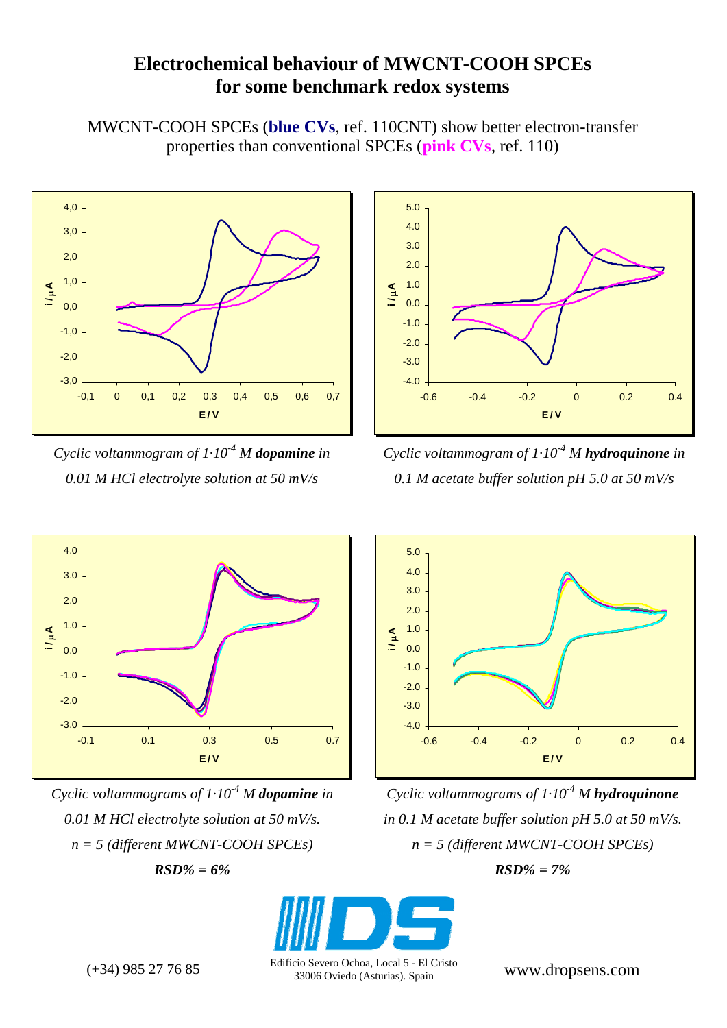# Electrochemical behaviour of MWCNT-COOH SPCEs for some benchmark redox systems

MWCNT-COOH SPCEs (**blue CVs**, ref. 110CNT) show better electron-transfer properties than conventional SPCEs (**pink CVs**, ref. 110)

4,0
3,0
2,0
1,0
0,0
-1,0
-2,0
-3,0
i / µA
-0,1 0 0,1 0,2 0,3 0,4 0,5 0,6 0,7
E / V

*Cyclic voltammogram of $1 \cdot 10^{-4}$ M **dopamine** in 0.01 M HCl electrolyte solution at 50 mV/s*

5.0
4.0
3.0
2.0
1.0
0.0
-1.0
-2.0
-3.0
-4.0
i / µA
-0.6 -0.4 -0.2 0 0.2 0.4
E / V

*Cyclic voltammogram of $1 \cdot 10^{-4}$ M **hydroquinone** in 0.1 M acetate buffer solution pH 5.0 at 50 mV/s*

4.0
3.0
2.0
1.0
0.0
-1.0
-2.0
-3.0
i / µA
-0.1 0.1 0.3 0.5 0.7
E / V

*Cyclic voltammograms of $1 \cdot 10^{-4}$ M **dopamine** in 0.01 M HCl electrolyte solution at 50 mV/s.*
*n = 5 (different MWCNT-COOH SPCEs)*
***RSD% = 6%***

5.0
4.0
3.0
2.0
1.0
0.0
-1.0
-2.0
-3.0
-4.0
i / µA
-0.6 -0.4 -0.2 0 0.2 0.4
E / V

*Cyclic voltammograms of $1 \cdot 10^{-4}$ M **hydroquinone** in 0.1 M acetate buffer solution pH 5.0 at 50 mV/s.*
*n = 5 (different MWCNT-COOH SPCEs)*
***RSD% = 7%***

DS

(+34) 985 27 76 85

Edificio Severo Ochoa, Local 5 - El Cristo
33006 Oviedo (Asturias). Spain

www.dropsens.com